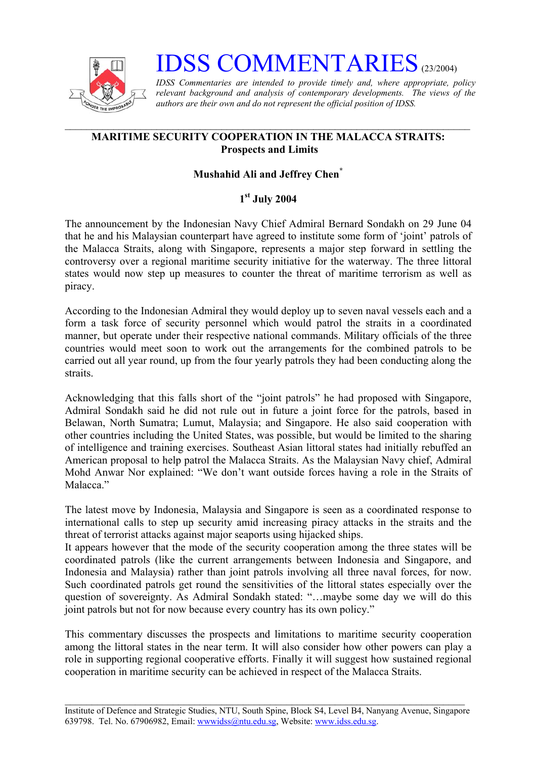# IDSS COMMENTARIES (23/2004)

*IDSS Commentaries are intended to provide timely and, where appropriate, policy relevant background and analysis of contemporary developments. The views of the authors are their own and do not represent the official position of IDSS.*

---

## MARITIME SECURITY COOPERATION IN THE MALACCA STRAITS: Prospects and Limits

**Mushahid Ali and Jeffrey Chen***

**1st July 2004**

The announcement by the Indonesian Navy Chief Admiral Bernard Sondakh on 29 June 04 that he and his Malaysian counterpart have agreed to institute some form of 'joint' patrols of the Malacca Straits, along with Singapore, represents a major step forward in settling the controversy over a regional maritime security initiative for the waterway. The three littoral states would now step up measures to counter the threat of maritime terrorism as well as piracy.

According to the Indonesian Admiral they would deploy up to seven naval vessels each and a form a task force of security personnel which would patrol the straits in a coordinated manner, but operate under their respective national commands. Military officials of the three countries would meet soon to work out the arrangements for the combined patrols to be carried out all year round, up from the four yearly patrols they had been conducting along the straits.

Acknowledging that this falls short of the "joint patrols" he had proposed with Singapore, Admiral Sondakh said he did not rule out in future a joint force for the patrols, based in Belawan, North Sumatra; Lumut, Malaysia; and Singapore. He also said cooperation with other countries including the United States, was possible, but would be limited to the sharing of intelligence and training exercises. Southeast Asian littoral states had initially rebuffed an American proposal to help patrol the Malacca Straits. As the Malaysian Navy chief, Admiral Mohd Anwar Nor explained: "We don't want outside forces having a role in the Straits of Malacca."

The latest move by Indonesia, Malaysia and Singapore is seen as a coordinated response to international calls to step up security amid increasing piracy attacks in the straits and the threat of terrorist attacks against major seaports using hijacked ships.
It appears however that the mode of the security cooperation among the three states will be coordinated patrols (like the current arrangements between Indonesia and Singapore, and Indonesia and Malaysia) rather than joint patrols involving all three naval forces, for now. Such coordinated patrols get round the sensitivities of the littoral states especially over the question of sovereignty. As Admiral Sondakh stated: "…maybe some day we will do this joint patrols but not for now because every country has its own policy."

This commentary discusses the prospects and limitations to maritime security cooperation among the littoral states in the near term. It will also consider how other powers can play a role in supporting regional cooperative efforts. Finally it will suggest how sustained regional cooperation in maritime security can be achieved in respect of the Malacca Straits.

---

Institute of Defence and Strategic Studies, NTU, South Spine, Block S4, Level B4, Nanyang Avenue, Singapore 639798. Tel. No. 67906982, Email: wwwidss@ntu.edu.sg, Website: www.idss.edu.sg.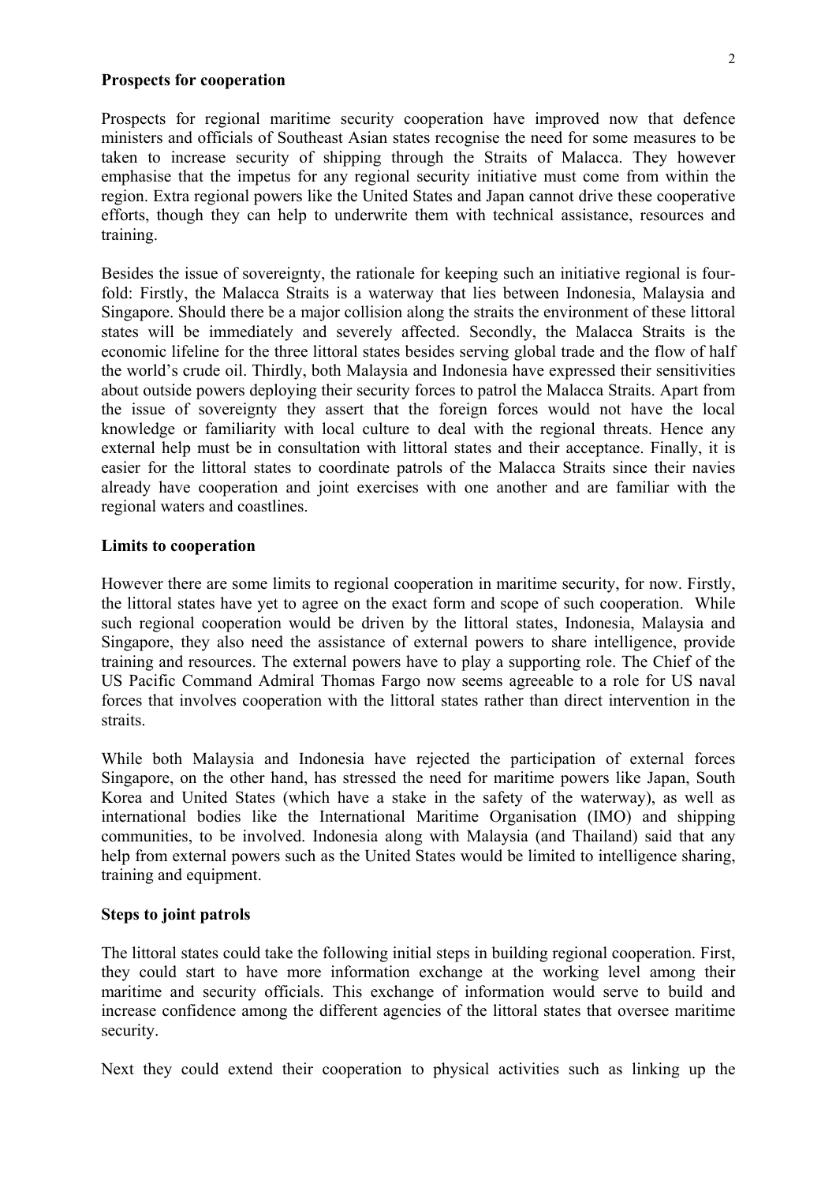**Prospects for cooperation**

Prospects for regional maritime security cooperation have improved now that defence ministers and officials of Southeast Asian states recognise the need for some measures to be taken to increase security of shipping through the Straits of Malacca. They however emphasise that the impetus for any regional security initiative must come from within the region. Extra regional powers like the United States and Japan cannot drive these cooperative efforts, though they can help to underwrite them with technical assistance, resources and training.

Besides the issue of sovereignty, the rationale for keeping such an initiative regional is four-fold: Firstly, the Malacca Straits is a waterway that lies between Indonesia, Malaysia and Singapore. Should there be a major collision along the straits the environment of these littoral states will be immediately and severely affected. Secondly, the Malacca Straits is the economic lifeline for the three littoral states besides serving global trade and the flow of half the world's crude oil. Thirdly, both Malaysia and Indonesia have expressed their sensitivities about outside powers deploying their security forces to patrol the Malacca Straits. Apart from the issue of sovereignty they assert that the foreign forces would not have the local knowledge or familiarity with local culture to deal with the regional threats. Hence any external help must be in consultation with littoral states and their acceptance. Finally, it is easier for the littoral states to coordinate patrols of the Malacca Straits since their navies already have cooperation and joint exercises with one another and are familiar with the regional waters and coastlines.

**Limits to cooperation**

However there are some limits to regional cooperation in maritime security, for now. Firstly, the littoral states have yet to agree on the exact form and scope of such cooperation. While such regional cooperation would be driven by the littoral states, Indonesia, Malaysia and Singapore, they also need the assistance of external powers to share intelligence, provide training and resources. The external powers have to play a supporting role. The Chief of the US Pacific Command Admiral Thomas Fargo now seems agreeable to a role for US naval forces that involves cooperation with the littoral states rather than direct intervention in the straits.

While both Malaysia and Indonesia have rejected the participation of external forces Singapore, on the other hand, has stressed the need for maritime powers like Japan, South Korea and United States (which have a stake in the safety of the waterway), as well as international bodies like the International Maritime Organisation (IMO) and shipping communities, to be involved. Indonesia along with Malaysia (and Thailand) said that any help from external powers such as the United States would be limited to intelligence sharing, training and equipment.

**Steps to joint patrols**

The littoral states could take the following initial steps in building regional cooperation. First, they could start to have more information exchange at the working level among their maritime and security officials. This exchange of information would serve to build and increase confidence among the different agencies of the littoral states that oversee maritime security.

Next they could extend their cooperation to physical activities such as linking up the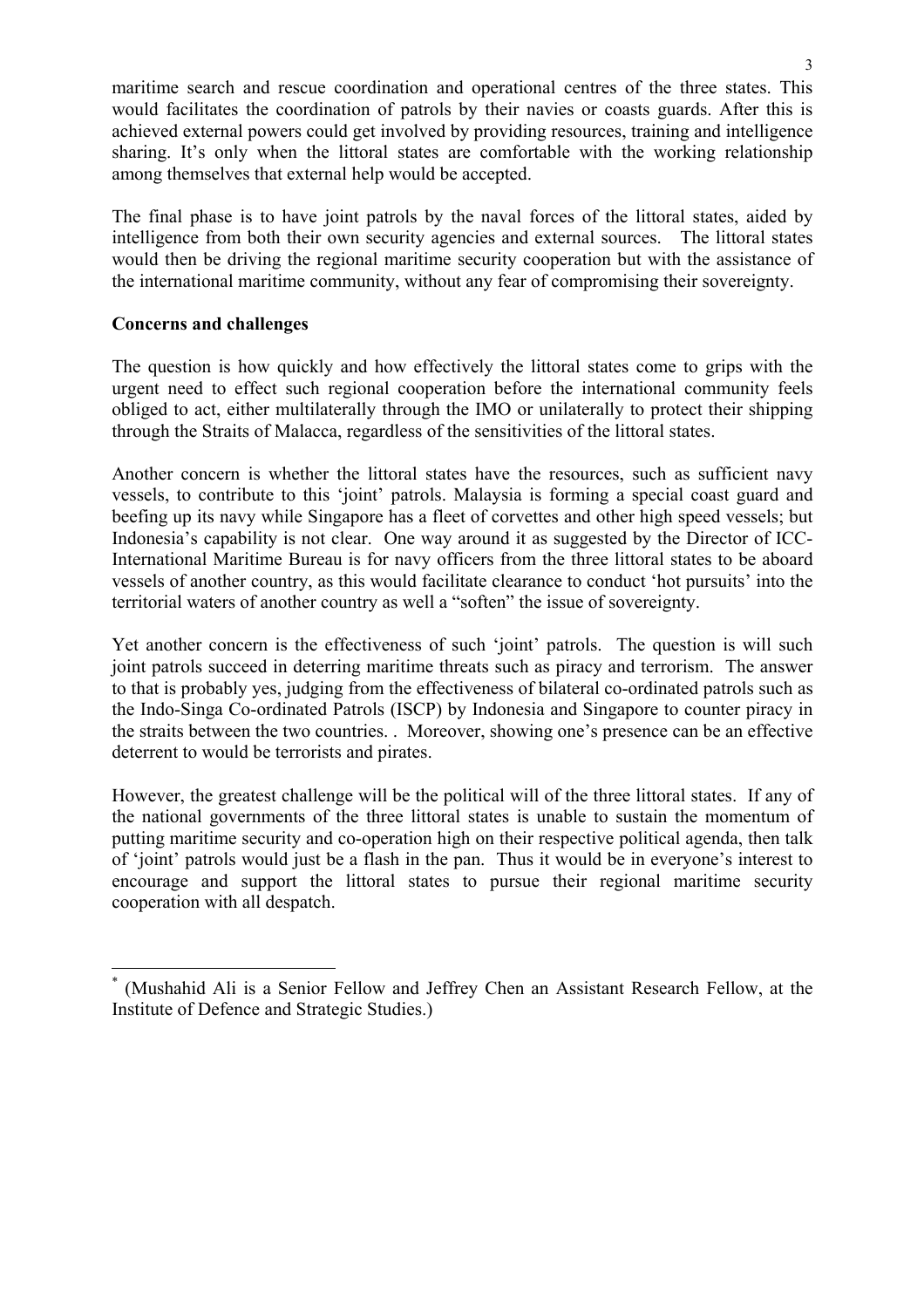maritime search and rescue coordination and operational centres of the three states. This would facilitates the coordination of patrols by their navies or coasts guards. After this is achieved external powers could get involved by providing resources, training and intelligence sharing. It's only when the littoral states are comfortable with the working relationship among themselves that external help would be accepted.

The final phase is to have joint patrols by the naval forces of the littoral states, aided by intelligence from both their own security agencies and external sources. The littoral states would then be driving the regional maritime security cooperation but with the assistance of the international maritime community, without any fear of compromising their sovereignty.

**Concerns and challenges**

The question is how quickly and how effectively the littoral states come to grips with the urgent need to effect such regional cooperation before the international community feels obliged to act, either multilaterally through the IMO or unilaterally to protect their shipping through the Straits of Malacca, regardless of the sensitivities of the littoral states.

Another concern is whether the littoral states have the resources, such as sufficient navy vessels, to contribute to this 'joint' patrols. Malaysia is forming a special coast guard and beefing up its navy while Singapore has a fleet of corvettes and other high speed vessels; but Indonesia's capability is not clear. One way around it as suggested by the Director of ICC-International Maritime Bureau is for navy officers from the three littoral states to be aboard vessels of another country, as this would facilitate clearance to conduct 'hot pursuits' into the territorial waters of another country as well a "soften" the issue of sovereignty.

Yet another concern is the effectiveness of such 'joint' patrols. The question is will such joint patrols succeed in deterring maritime threats such as piracy and terrorism. The answer to that is probably yes, judging from the effectiveness of bilateral co-ordinated patrols such as the Indo-Singa Co-ordinated Patrols (ISCP) by Indonesia and Singapore to counter piracy in the straits between the two countries. . Moreover, showing one's presence can be an effective deterrent to would be terrorists and pirates.

However, the greatest challenge will be the political will of the three littoral states. If any of the national governments of the three littoral states is unable to sustain the momentum of putting maritime security and co-operation high on their respective political agenda, then talk of 'joint' patrols would just be a flash in the pan. Thus it would be in everyone's interest to encourage and support the littoral states to pursue their regional maritime security cooperation with all despatch.

---

[*] (Mushahid Ali is a Senior Fellow and Jeffrey Chen an Assistant Research Fellow, at the Institute of Defence and Strategic Studies.)